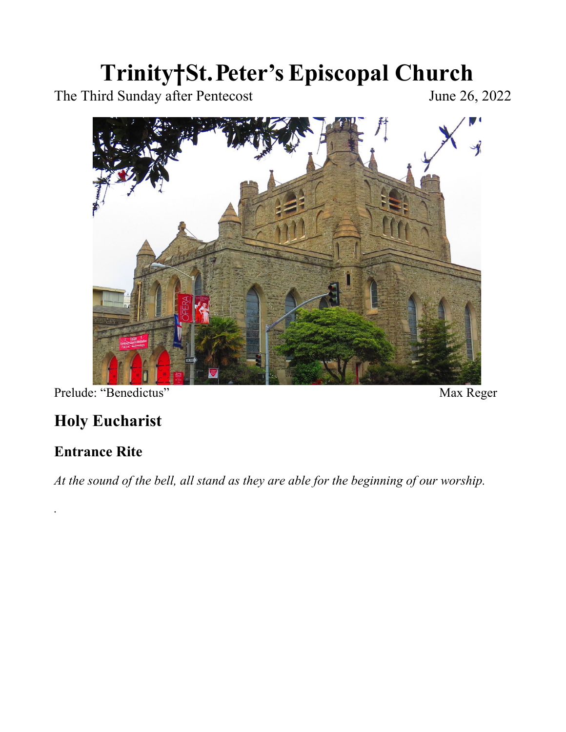# Trinity†St. Peter's Episcopal Church

The Third Sunday after Pentecost June 26, 2022

Prelude: "Benedictus" Max Reger

## Holy Eucharist

### Entrance Rite

*At the sound of the bell, all stand as they are able for the beginning of our worship.*

.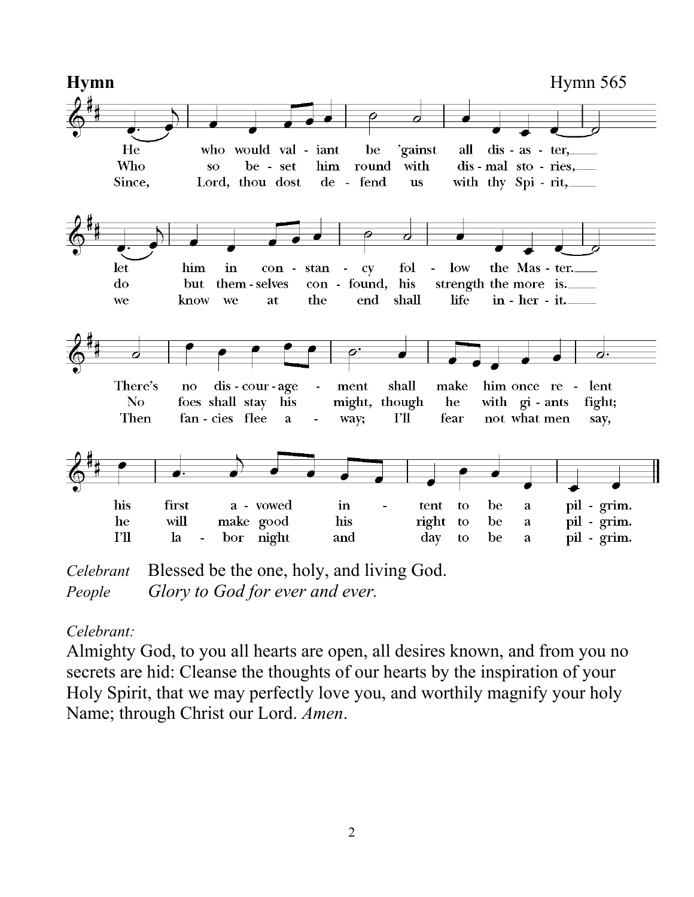**Hymn** Hymn 565

He who would valiant be 'gainst all disaster,
let him in constancy follow the Master.
There's no discouragement shall make him once relent
his first avowed intent to be a pilgrim.

Who so beset him round with dismal stories,
do but themselves confound, his strength the more is.
No foes shall stay his might, though he with giants fight;
he will make good his right to be a pilgrim.

Since, Lord, thou dost defend us with thy Spirit,
we know we at the end shall life inherit.
Then fancies flee away; I'll fear not what men say,
I'll labor night and day to be a pilgrim.

*Celebrant* Blessed be the one, holy, and living God.
*People* *Glory to God for ever and ever.*

*Celebrant:*
Almighty God, to you all hearts are open, all desires known, and from you no secrets are hid: Cleanse the thoughts of our hearts by the inspiration of your Holy Spirit, that we may perfectly love you, and worthily magnify your holy Name; through Christ our Lord. *Amen*.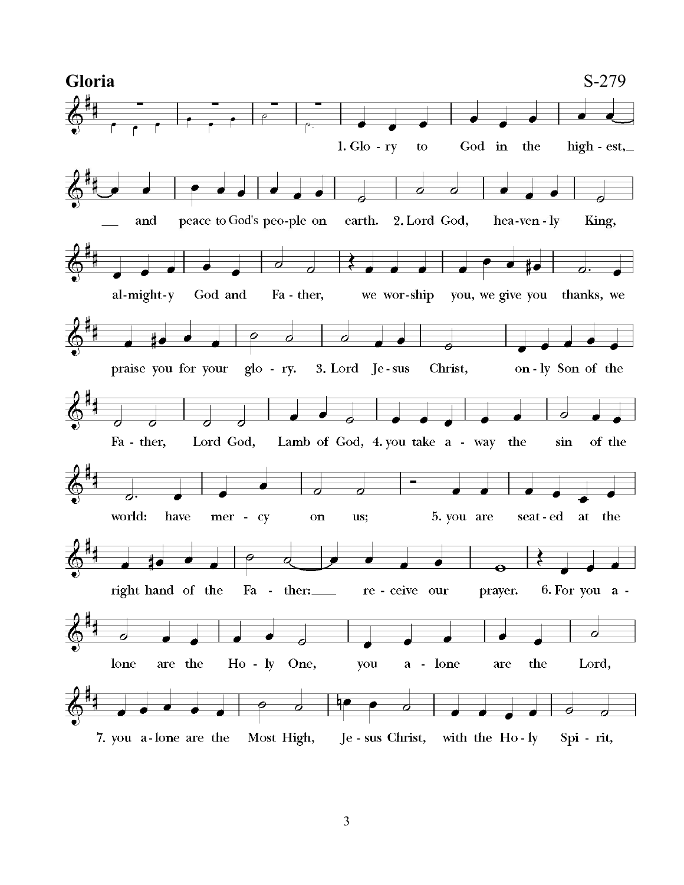# Gloria

S-279

1. Glo - ry to God in the high - est, — and peace to God's peo-ple on earth. 2. Lord God, hea-ven - ly King,

al-might-y God and Fa - ther, we wor-ship you, we give you thanks, we praise you for your glo - ry. 3. Lord Je - sus Christ,

on - ly Son of the Fa - ther, Lord God, Lamb of God, 4. you take a - way the sin of the world: have mer - cy on us;

5. you are seat - ed at the right hand of the Fa - ther: — re - ceive our prayer. 6. For you a - lone are the Ho - ly One,

you a - lone are the Lord, 7. you a - lone are the Most High, Je - sus Christ, with the Ho - ly Spi - rit,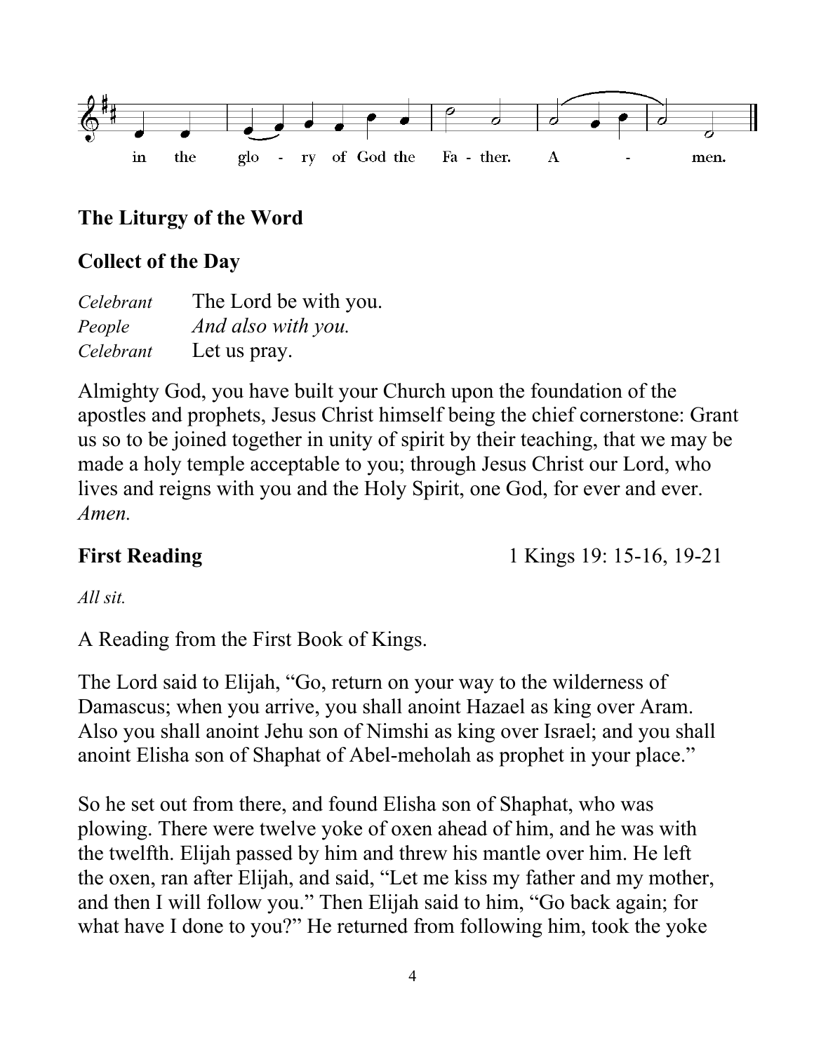in the glo - ry of God the Fa - ther. A - men.

## The Liturgy of the Word

### Collect of the Day

*Celebrant* The Lord be with you.
*People* *And also with you.*
*Celebrant* Let us pray.

Almighty God, you have built your Church upon the foundation of the apostles and prophets, Jesus Christ himself being the chief cornerstone: Grant us so to be joined together in unity of spirit by their teaching, that we may be made a holy temple acceptable to you; through Jesus Christ our Lord, who lives and reigns with you and the Holy Spirit, one God, for ever and ever. *Amen.*

**First Reading** 1 Kings 19: 15-16, 19-21

*All sit.*

A Reading from the First Book of Kings.

The Lord said to Elijah, "Go, return on your way to the wilderness of Damascus; when you arrive, you shall anoint Hazael as king over Aram. Also you shall anoint Jehu son of Nimshi as king over Israel; and you shall anoint Elisha son of Shaphat of Abel-meholah as prophet in your place."

So he set out from there, and found Elisha son of Shaphat, who was plowing. There were twelve yoke of oxen ahead of him, and he was with the twelfth. Elijah passed by him and threw his mantle over him. He left the oxen, ran after Elijah, and said, "Let me kiss my father and my mother, and then I will follow you." Then Elijah said to him, "Go back again; for what have I done to you?" He returned from following him, took the yoke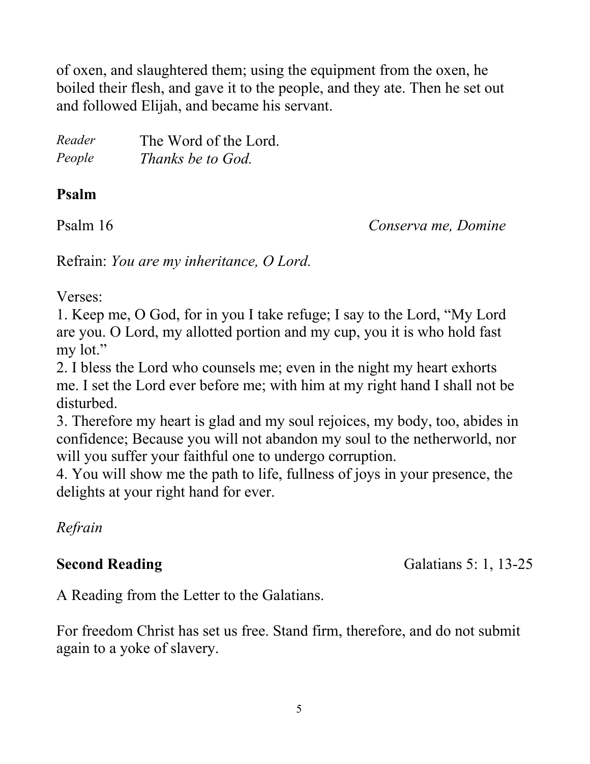of oxen, and slaughtered them; using the equipment from the oxen, he boiled their flesh, and gave it to the people, and they ate. Then he set out and followed Elijah, and became his servant.

*Reader* The Word of the Lord.
*People* *Thanks be to God.*

**Psalm**

Psalm 16 *Conserva me, Domine*

Refrain: *You are my inheritance, O Lord.*

Verses:
1. Keep me, O God, for in you I take refuge; I say to the Lord, "My Lord are you. O Lord, my allotted portion and my cup, you it is who hold fast my lot."
2. I bless the Lord who counsels me; even in the night my heart exhorts me. I set the Lord ever before me; with him at my right hand I shall not be disturbed.
3. Therefore my heart is glad and my soul rejoices, my body, too, abides in confidence; Because you will not abandon my soul to the netherworld, nor will you suffer your faithful one to undergo corruption.
4. You will show me the path to life, fullness of joys in your presence, the delights at your right hand for ever.

*Refrain*

**Second Reading** Galatians 5: 1, 13-25

A Reading from the Letter to the Galatians.

For freedom Christ has set us free. Stand firm, therefore, and do not submit again to a yoke of slavery.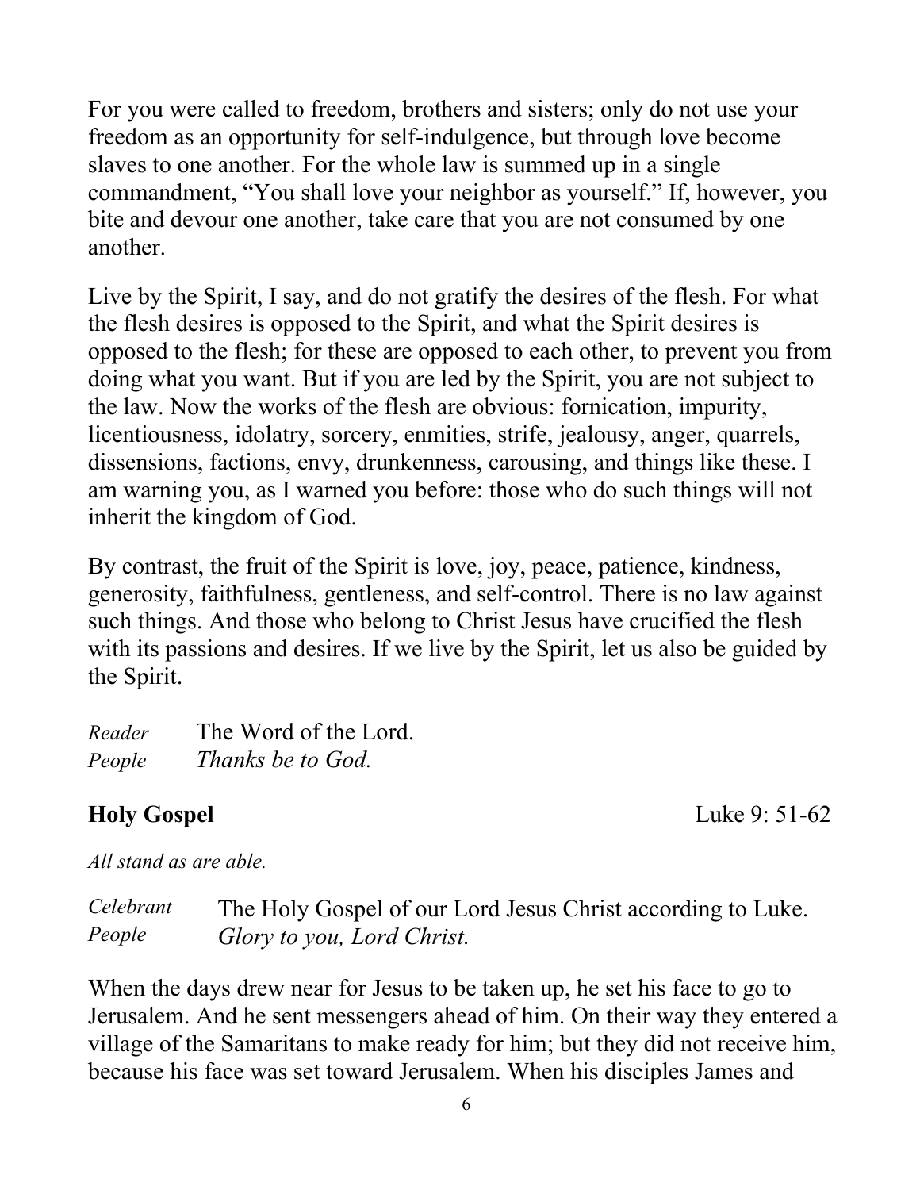For you were called to freedom, brothers and sisters; only do not use your freedom as an opportunity for self-indulgence, but through love become slaves to one another. For the whole law is summed up in a single commandment, “You shall love your neighbor as yourself.” If, however, you bite and devour one another, take care that you are not consumed by one another.

Live by the Spirit, I say, and do not gratify the desires of the flesh. For what the flesh desires is opposed to the Spirit, and what the Spirit desires is opposed to the flesh; for these are opposed to each other, to prevent you from doing what you want. But if you are led by the Spirit, you are not subject to the law. Now the works of the flesh are obvious: fornication, impurity, licentiousness, idolatry, sorcery, enmities, strife, jealousy, anger, quarrels, dissensions, factions, envy, drunkenness, carousing, and things like these. I am warning you, as I warned you before: those who do such things will not inherit the kingdom of God.

By contrast, the fruit of the Spirit is love, joy, peace, patience, kindness, generosity, faithfulness, gentleness, and self-control. There is no law against such things. And those who belong to Christ Jesus have crucified the flesh with its passions and desires. If we live by the Spirit, let us also be guided by the Spirit.

*Reader* The Word of the Lord.
*People* *Thanks be to God.*

**Holy Gospel** Luke 9: 51-62

*All stand as are able.*

*Celebrant* The Holy Gospel of our Lord Jesus Christ according to Luke.
*People* *Glory to you, Lord Christ.*

When the days drew near for Jesus to be taken up, he set his face to go to Jerusalem. And he sent messengers ahead of him. On their way they entered a village of the Samaritans to make ready for him; but they did not receive him, because his face was set toward Jerusalem. When his disciples James and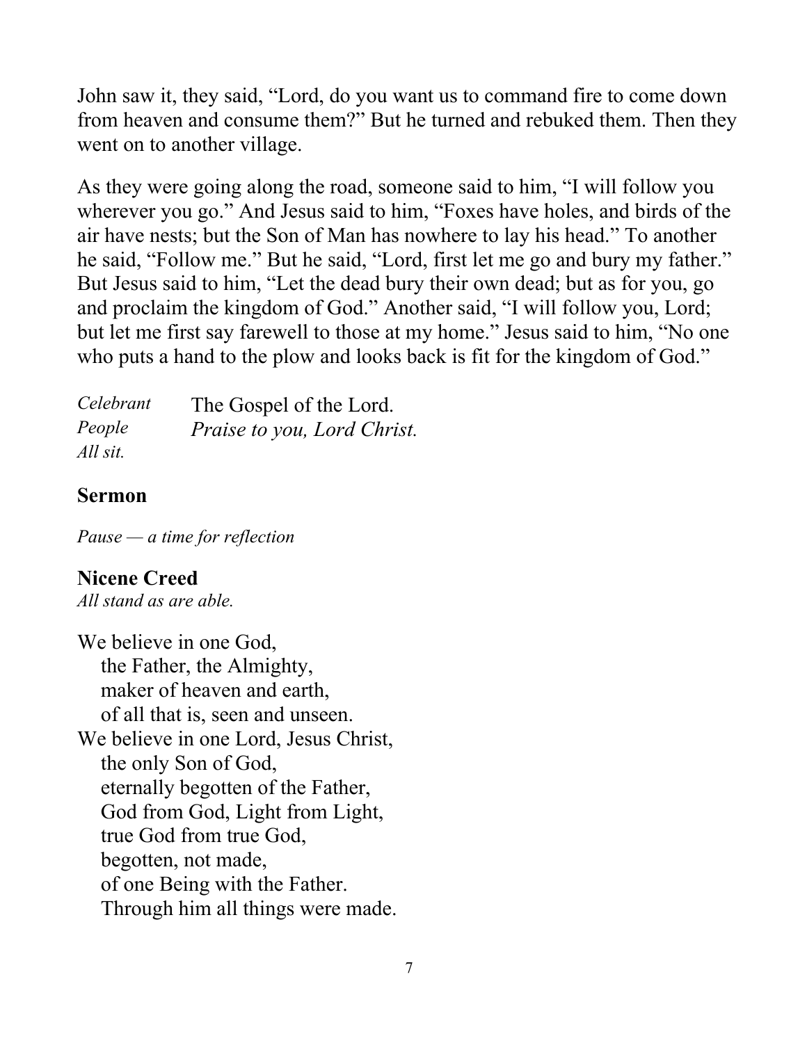John saw it, they said, "Lord, do you want us to command fire to come down from heaven and consume them?" But he turned and rebuked them. Then they went on to another village.

As they were going along the road, someone said to him, "I will follow you wherever you go." And Jesus said to him, "Foxes have holes, and birds of the air have nests; but the Son of Man has nowhere to lay his head." To another he said, "Follow me." But he said, "Lord, first let me go and bury my father." But Jesus said to him, "Let the dead bury their own dead; but as for you, go and proclaim the kingdom of God." Another said, "I will follow you, Lord; but let me first say farewell to those at my home." Jesus said to him, "No one who puts a hand to the plow and looks back is fit for the kingdom of God."

*Celebrant* The Gospel of the Lord.
*People* *Praise to you, Lord Christ.*
*All sit.*

## Sermon

*Pause — a time for reflection*

## Nicene Creed

*All stand as are able.*

We believe in one God,
 the Father, the Almighty,
 maker of heaven and earth,
 of all that is, seen and unseen.
We believe in one Lord, Jesus Christ,
 the only Son of God,
 eternally begotten of the Father,
 God from God, Light from Light,
 true God from true God,
 begotten, not made,
 of one Being with the Father.
 Through him all things were made.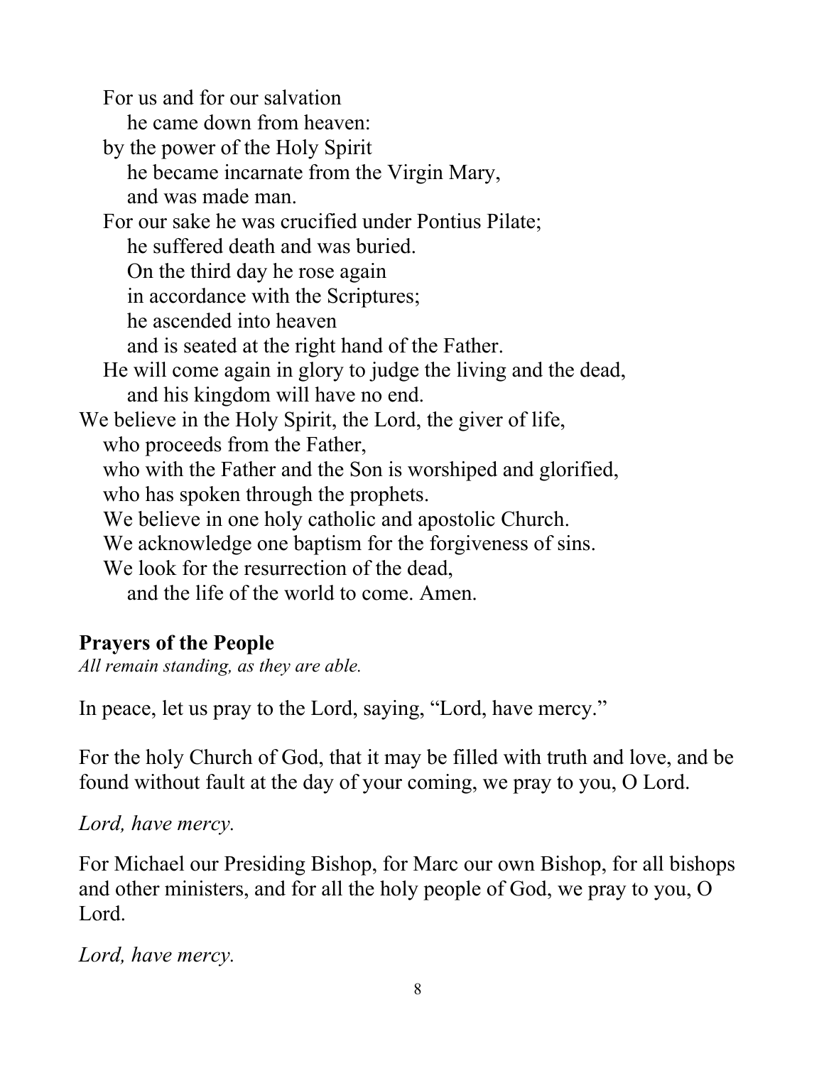For us and for our salvation  
he came down from heaven:  
by the power of the Holy Spirit  
he became incarnate from the Virgin Mary,  
and was made man.  
For our sake he was crucified under Pontius Pilate;  
he suffered death and was buried.  
On the third day he rose again  
in accordance with the Scriptures;  
he ascended into heaven  
and is seated at the right hand of the Father.  
He will come again in glory to judge the living and the dead,  
and his kingdom will have no end.  
We believe in the Holy Spirit, the Lord, the giver of life,  
who proceeds from the Father,  
who with the Father and the Son is worshiped and glorified,  
who has spoken through the prophets.  
We believe in one holy catholic and apostolic Church.  
We acknowledge one baptism for the forgiveness of sins.  
We look for the resurrection of the dead,  
and the life of the world to come. Amen.

### Prayers of the People

*All remain standing, as they are able.*

In peace, let us pray to the Lord, saying, "Lord, have mercy."

For the holy Church of God, that it may be filled with truth and love, and be found without fault at the day of your coming, we pray to you, O Lord.

*Lord, have mercy.*

For Michael our Presiding Bishop, for Marc our own Bishop, for all bishops and other ministers, and for all the holy people of God, we pray to you, O Lord.

*Lord, have mercy.*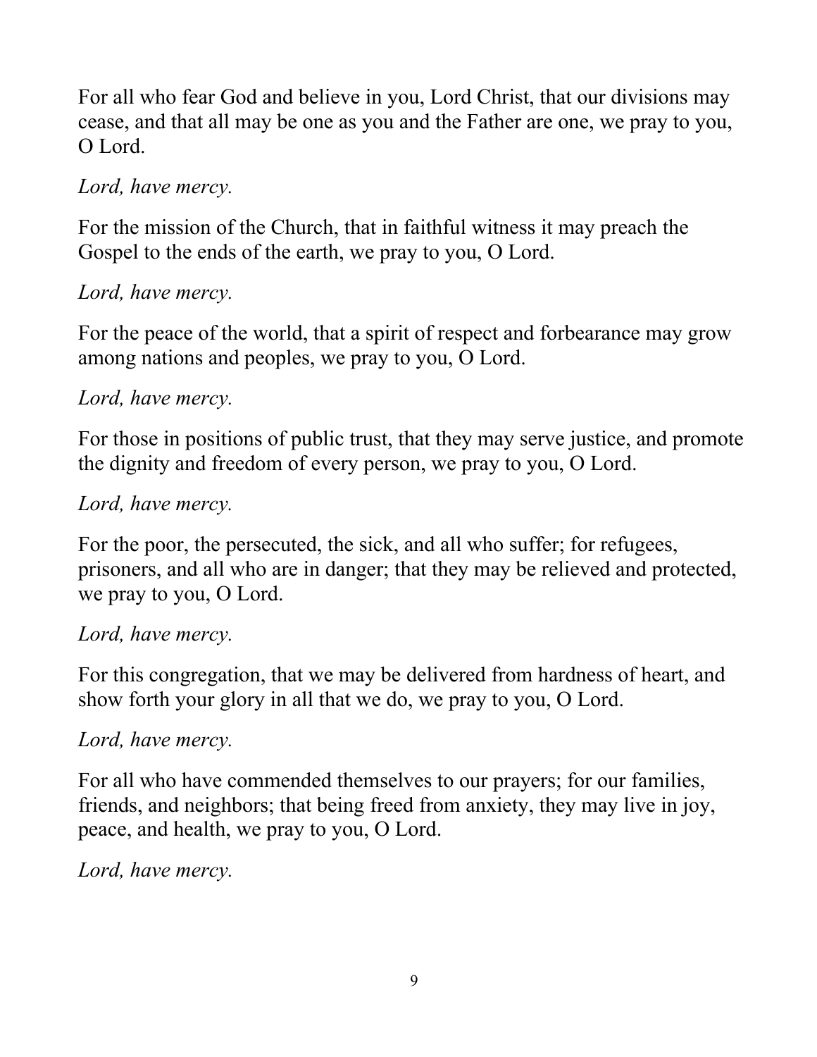For all who fear God and believe in you, Lord Christ, that our divisions may cease, and that all may be one as you and the Father are one, we pray to you, O Lord.

*Lord, have mercy.*

For the mission of the Church, that in faithful witness it may preach the Gospel to the ends of the earth, we pray to you, O Lord.

*Lord, have mercy.*

For the peace of the world, that a spirit of respect and forbearance may grow among nations and peoples, we pray to you, O Lord.

*Lord, have mercy.*

For those in positions of public trust, that they may serve justice, and promote the dignity and freedom of every person, we pray to you, O Lord.

*Lord, have mercy.*

For the poor, the persecuted, the sick, and all who suffer; for refugees, prisoners, and all who are in danger; that they may be relieved and protected, we pray to you, O Lord.

*Lord, have mercy.*

For this congregation, that we may be delivered from hardness of heart, and show forth your glory in all that we do, we pray to you, O Lord.

*Lord, have mercy.*

For all who have commended themselves to our prayers; for our families, friends, and neighbors; that being freed from anxiety, they may live in joy, peace, and health, we pray to you, O Lord.

*Lord, have mercy.*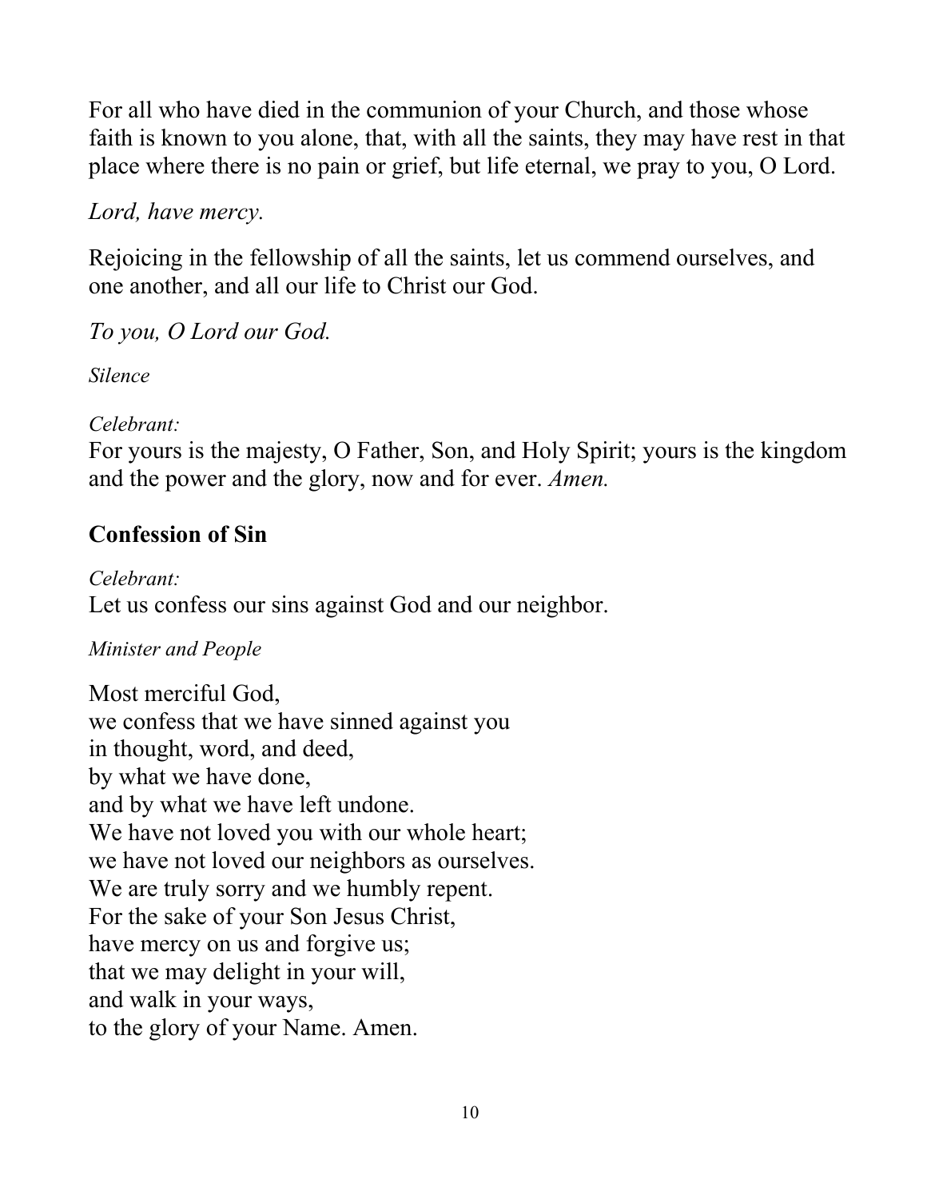For all who have died in the communion of your Church, and those whose faith is known to you alone, that, with all the saints, they may have rest in that place where there is no pain or grief, but life eternal, we pray to you, O Lord.

*Lord, have mercy.*

Rejoicing in the fellowship of all the saints, let us commend ourselves, and one another, and all our life to Christ our God.

*To you, O Lord our God.*

*Silence*

*Celebrant:*
For yours is the majesty, O Father, Son, and Holy Spirit; yours is the kingdom and the power and the glory, now and for ever. *Amen.*

## Confession of Sin

*Celebrant:*
Let us confess our sins against God and our neighbor.

*Minister and People*

Most merciful God,
we confess that we have sinned against you
in thought, word, and deed,
by what we have done,
and by what we have left undone.
We have not loved you with our whole heart;
we have not loved our neighbors as ourselves.
We are truly sorry and we humbly repent.
For the sake of your Son Jesus Christ,
have mercy on us and forgive us;
that we may delight in your will,
and walk in your ways,
to the glory of your Name. Amen.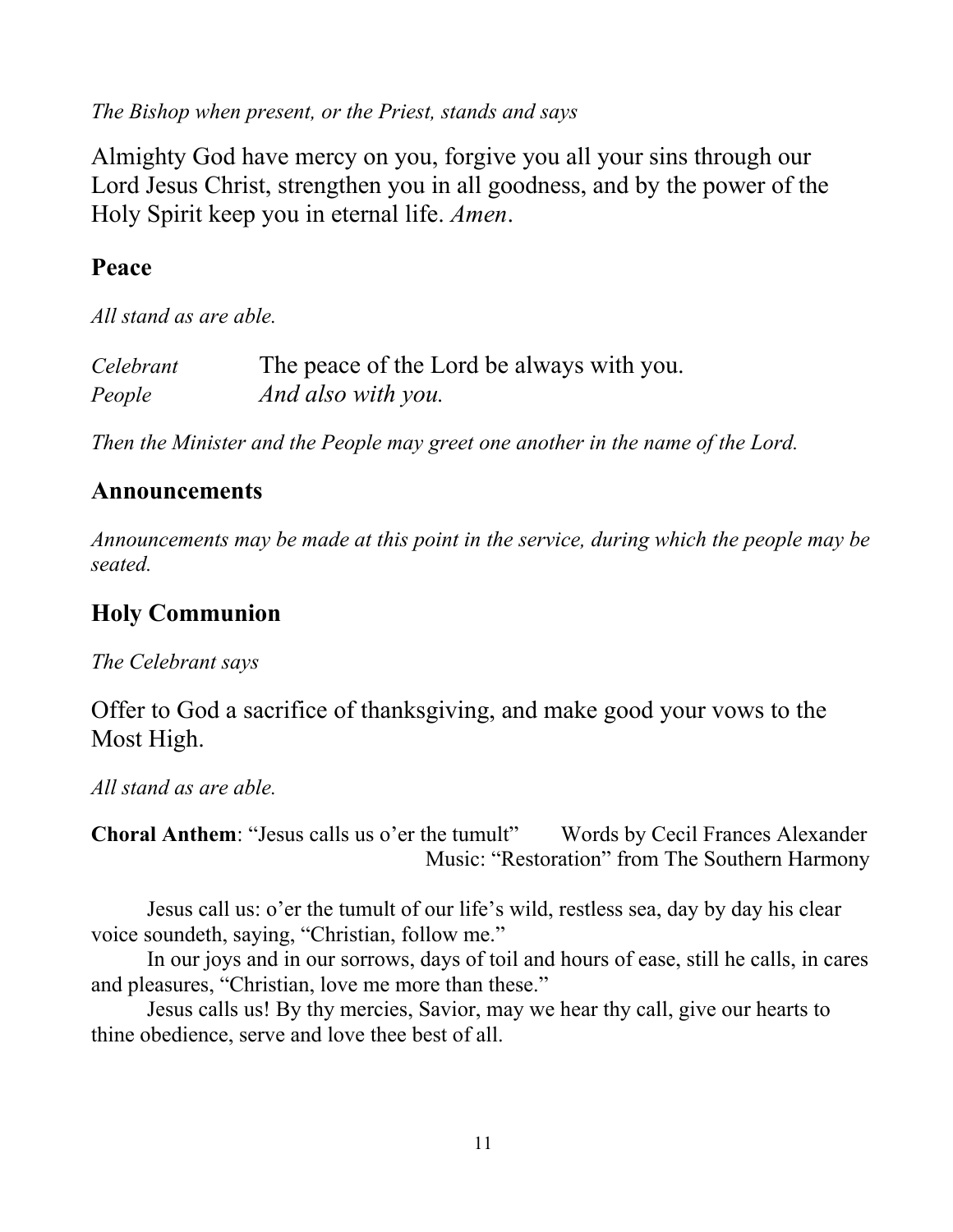*The Bishop when present, or the Priest, stands and says*

Almighty God have mercy on you, forgive you all your sins through our Lord Jesus Christ, strengthen you in all goodness, and by the power of the Holy Spirit keep you in eternal life. *Amen*.

## Peace

*All stand as are able.*

*Celebrant* The peace of the Lord be always with you.
*People* *And also with you.*

*Then the Minister and the People may greet one another in the name of the Lord.*

## Announcements

*Announcements may be made at this point in the service, during which the people may be seated.*

## Holy Communion

*The Celebrant says*

Offer to God a sacrifice of thanksgiving, and make good your vows to the Most High.

*All stand as are able.*

**Choral Anthem**: "Jesus calls us o'er the tumult" Words by Cecil Frances Alexander
Music: "Restoration" from The Southern Harmony

Jesus call us: o'er the tumult of our life's wild, restless sea, day by day his clear voice soundeth, saying, "Christian, follow me."

In our joys and in our sorrows, days of toil and hours of ease, still he calls, in cares and pleasures, "Christian, love me more than these."

Jesus calls us! By thy mercies, Savior, may we hear thy call, give our hearts to thine obedience, serve and love thee best of all.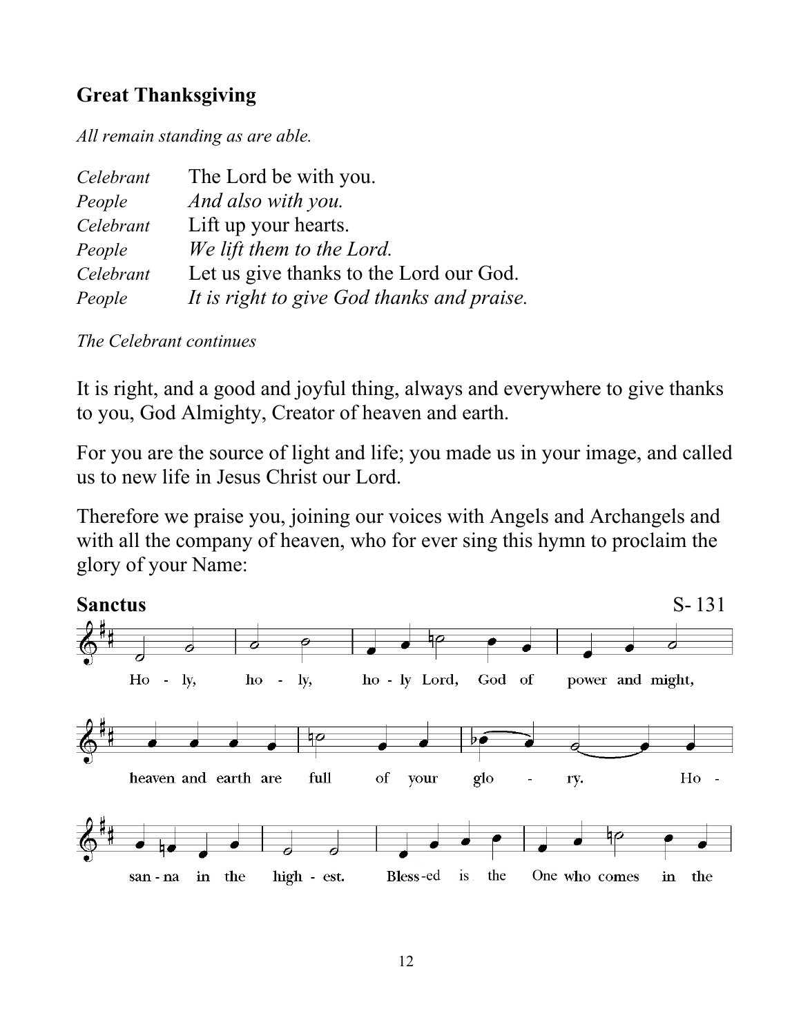## Great Thanksgiving

*All remain standing as are able.*

| | |
|---|---|
| *Celebrant* | The Lord be with you. |
| *People* | *And also with you.* |
| *Celebrant* | Lift up your hearts. |
| *People* | *We lift them to the Lord.* |
| *Celebrant* | Let us give thanks to the Lord our God. |
| *People* | *It is right to give God thanks and praise.* |

*The Celebrant continues*

It is right, and a good and joyful thing, always and everywhere to give thanks to you, God Almighty, Creator of heaven and earth.

For you are the source of light and life; you made us in your image, and called us to new life in Jesus Christ our Lord.

Therefore we praise you, joining our voices with Angels and Archangels and with all the company of heaven, who for ever sing this hymn to proclaim the glory of your Name:

**Sanctus** S- 131

Ho - ly, ho - ly, ho - ly Lord, God of power and might,

heaven and earth are full of your glo - ry. Ho -

san - na in the high - est. Bless-ed is the One who comes in the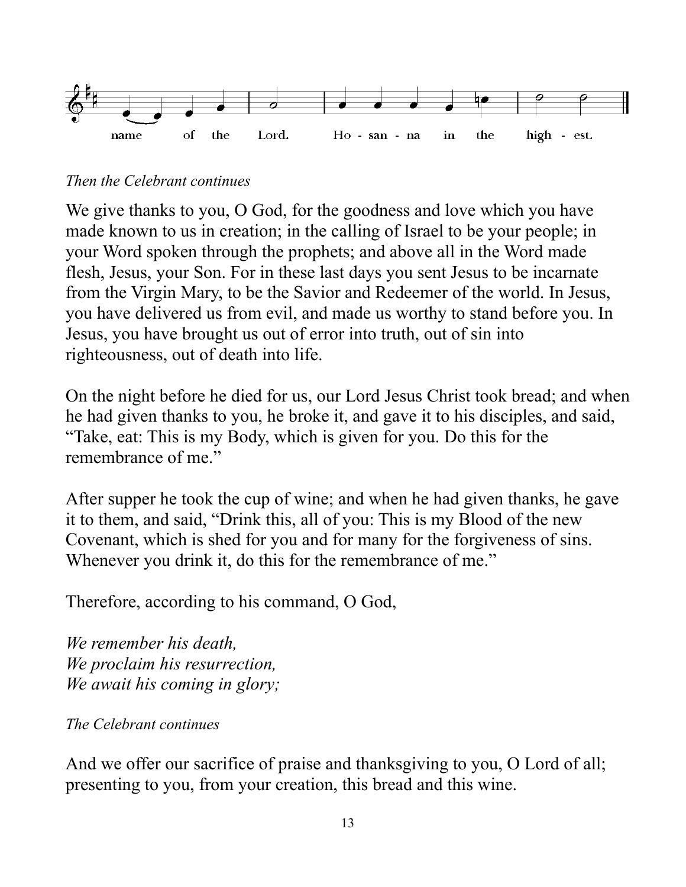name of the Lord. Ho - san - na in the high - est.

*Then the Celebrant continues*

We give thanks to you, O God, for the goodness and love which you have made known to us in creation; in the calling of Israel to be your people; in your Word spoken through the prophets; and above all in the Word made flesh, Jesus, your Son. For in these last days you sent Jesus to be incarnate from the Virgin Mary, to be the Savior and Redeemer of the world. In Jesus, you have delivered us from evil, and made us worthy to stand before you. In Jesus, you have brought us out of error into truth, out of sin into righteousness, out of death into life.

On the night before he died for us, our Lord Jesus Christ took bread; and when he had given thanks to you, he broke it, and gave it to his disciples, and said, "Take, eat: This is my Body, which is given for you. Do this for the remembrance of me."

After supper he took the cup of wine; and when he had given thanks, he gave it to them, and said, "Drink this, all of you: This is my Blood of the new Covenant, which is shed for you and for many for the forgiveness of sins. Whenever you drink it, do this for the remembrance of me."

Therefore, according to his command, O God,

*We remember his death,*  
*We proclaim his resurrection,*  
*We await his coming in glory;*

*The Celebrant continues*

And we offer our sacrifice of praise and thanksgiving to you, O Lord of all; presenting to you, from your creation, this bread and this wine.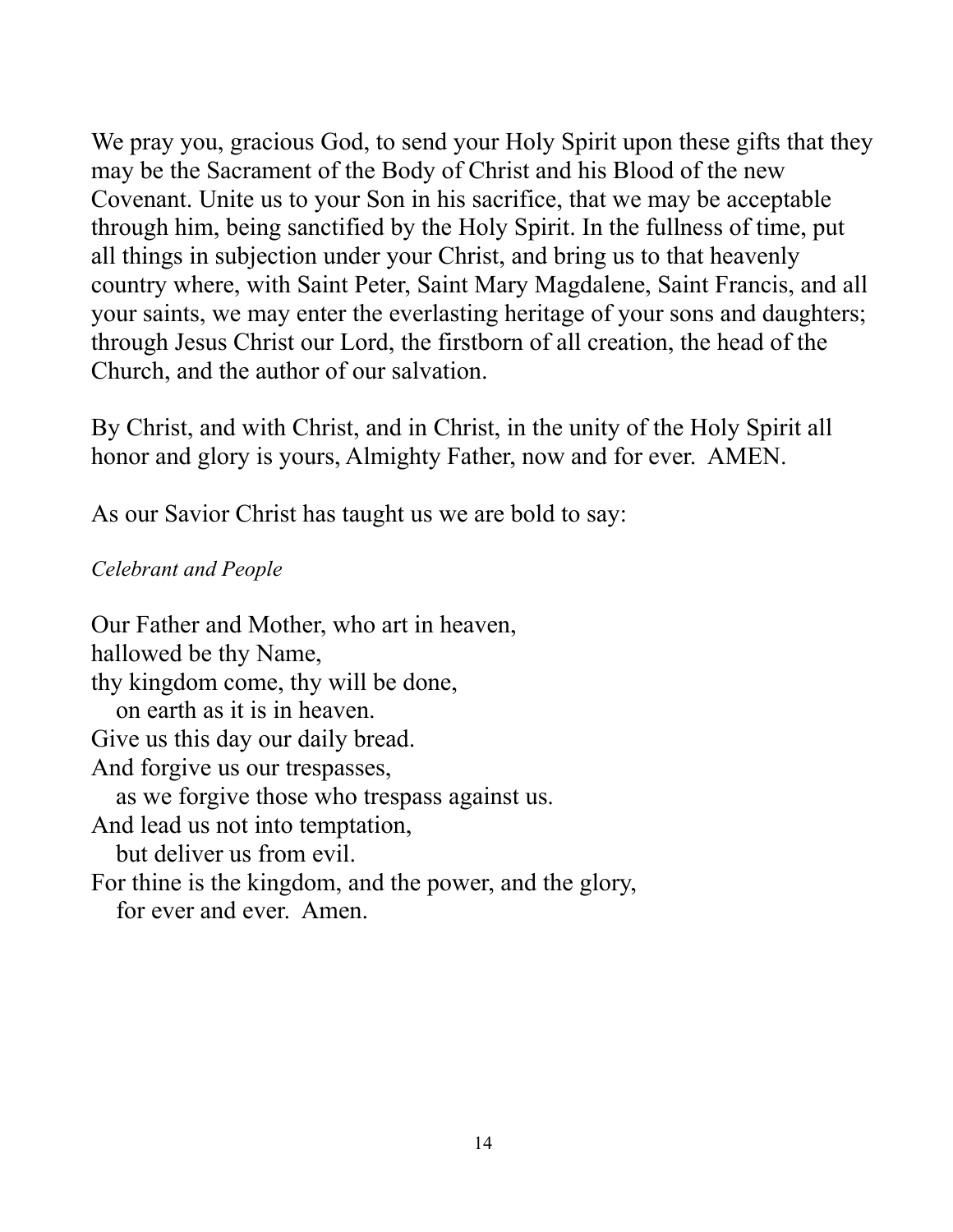We pray you, gracious God, to send your Holy Spirit upon these gifts that they may be the Sacrament of the Body of Christ and his Blood of the new Covenant. Unite us to your Son in his sacrifice, that we may be acceptable through him, being sanctified by the Holy Spirit. In the fullness of time, put all things in subjection under your Christ, and bring us to that heavenly country where, with Saint Peter, Saint Mary Magdalene, Saint Francis, and all your saints, we may enter the everlasting heritage of your sons and daughters; through Jesus Christ our Lord, the firstborn of all creation, the head of the Church, and the author of our salvation.

By Christ, and with Christ, and in Christ, in the unity of the Holy Spirit all honor and glory is yours, Almighty Father, now and for ever. AMEN.

As our Savior Christ has taught us we are bold to say:

*Celebrant and People*

Our Father and Mother, who art in heaven,  
hallowed be thy Name,  
thy kingdom come, thy will be done,  
   on earth as it is in heaven.  
Give us this day our daily bread.  
And forgive us our trespasses,  
   as we forgive those who trespass against us.  
And lead us not into temptation,  
   but deliver us from evil.  
For thine is the kingdom, and the power, and the glory,  
   for ever and ever. Amen.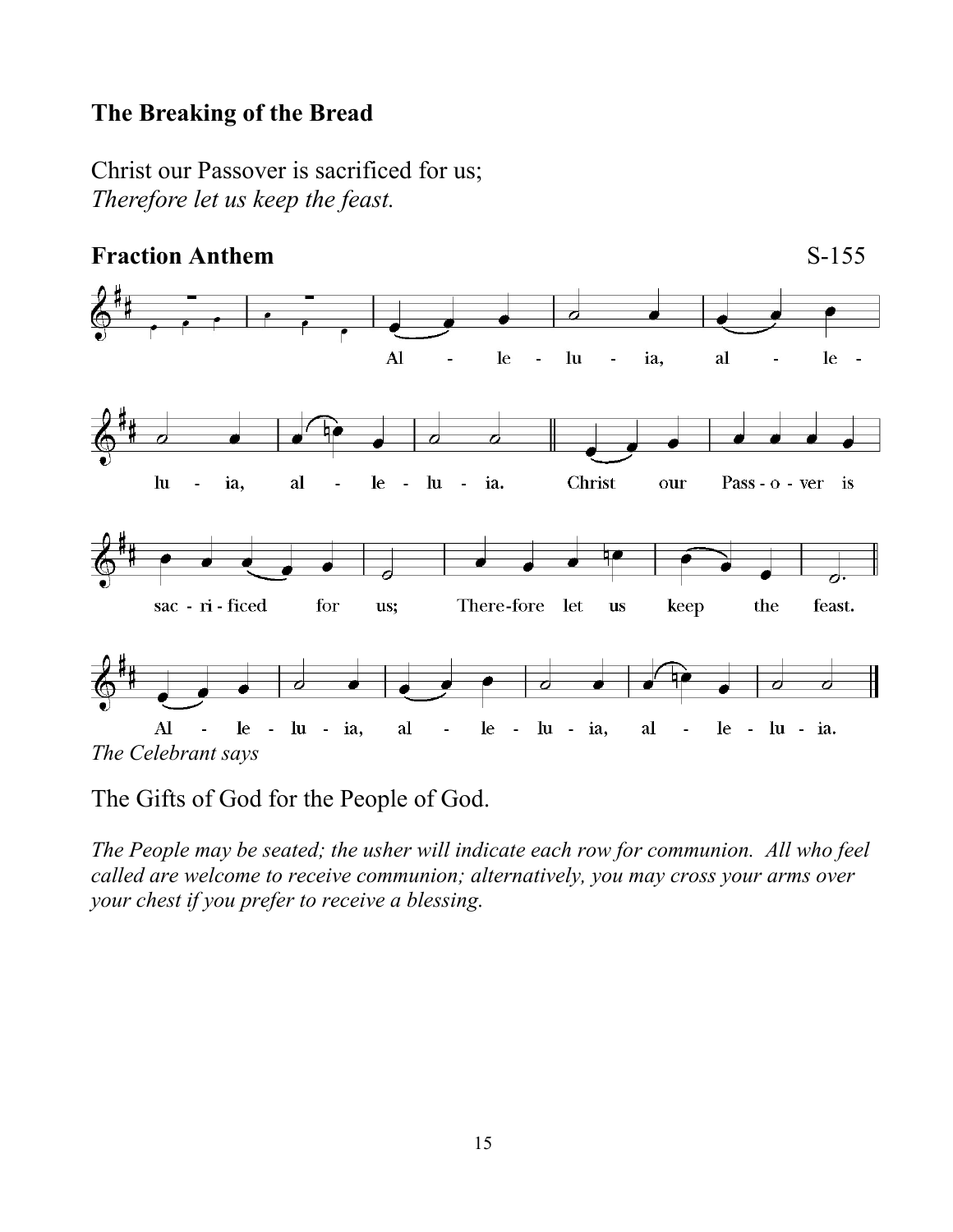**The Breaking of the Bread**

Christ our Passover is sacrificed for us;
*Therefore let us keep the feast.*

**Fraction Anthem** S-155

Al - le - lu - ia, al - le - lu - ia, al - le - lu - ia. Christ our Pass - o - ver is sac - ri - ficed for us; There-fore let us keep the feast. Al - le - lu - ia, al - le - lu - ia, al - le - lu - ia.

*The Celebrant says*

The Gifts of God for the People of God.

*The People may be seated; the usher will indicate each row for communion. All who feel called are welcome to receive communion; alternatively, you may cross your arms over your chest if you prefer to receive a blessing.*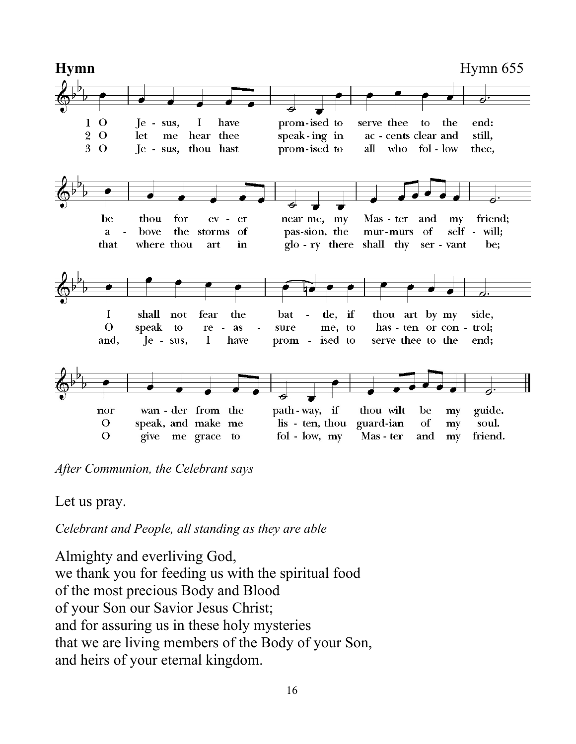**Hymn** Hymn 655

1 O Jesus, I have promised to serve thee to the end:
be thou for ever near me, my Master and my friend;
I shall not fear the battle, if thou art by my side,
nor wander from the pathway, if thou wilt be my guide.

2 O let me hear thee speaking in accents clear and still,
above the storms of passion, the murmurs of self-will;
O speak to reassure me, to hasten or control;
O speak, and make me listen, thou guardian of my soul.

3 O Jesus, thou hast promised to all who follow thee,
that where thou art in glory there shall thy servant be;
and, Jesus, I have promised to serve thee to the end;
O give me grace to follow, my Master and my friend.

*After Communion, the Celebrant says*

Let us pray.

*Celebrant and People, all standing as they are able*

Almighty and everliving God,
we thank you for feeding us with the spiritual food
of the most precious Body and Blood
of your Son our Savior Jesus Christ;
and for assuring us in these holy mysteries
that we are living members of the Body of your Son,
and heirs of your eternal kingdom.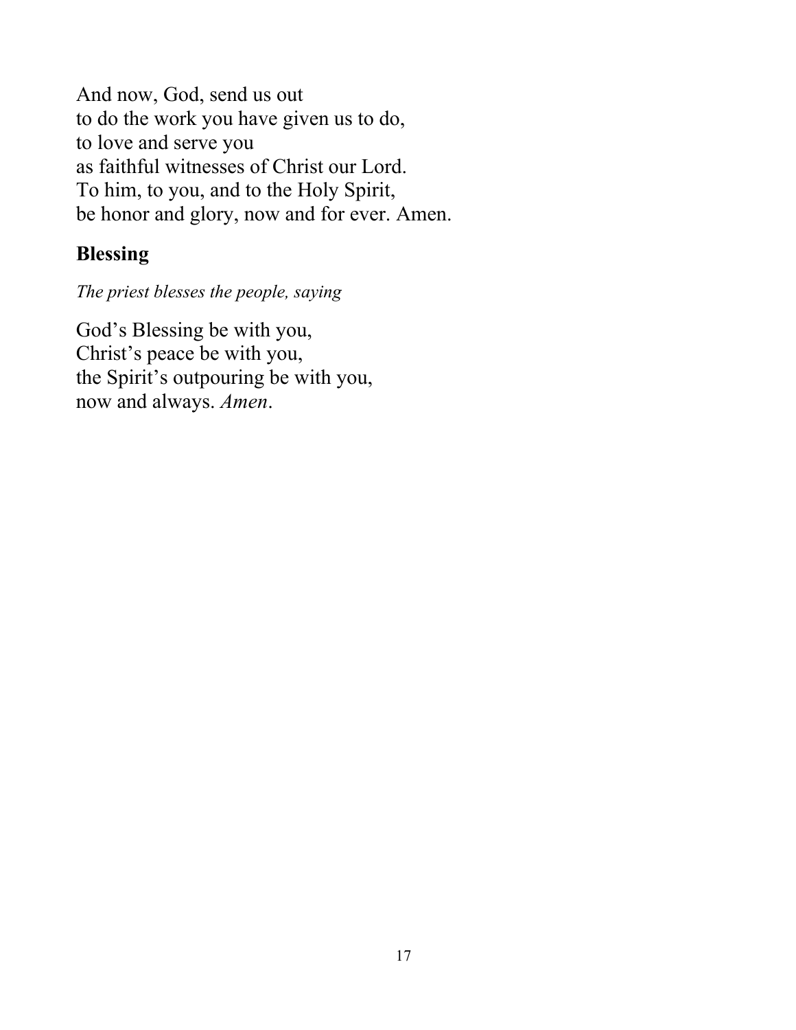And now, God, send us out
to do the work you have given us to do,
to love and serve you
as faithful witnesses of Christ our Lord.
To him, to you, and to the Holy Spirit,
be honor and glory, now and for ever. Amen.

## Blessing

*The priest blesses the people, saying*

God's Blessing be with you,
Christ's peace be with you,
the Spirit's outpouring be with you,
now and always. *Amen*.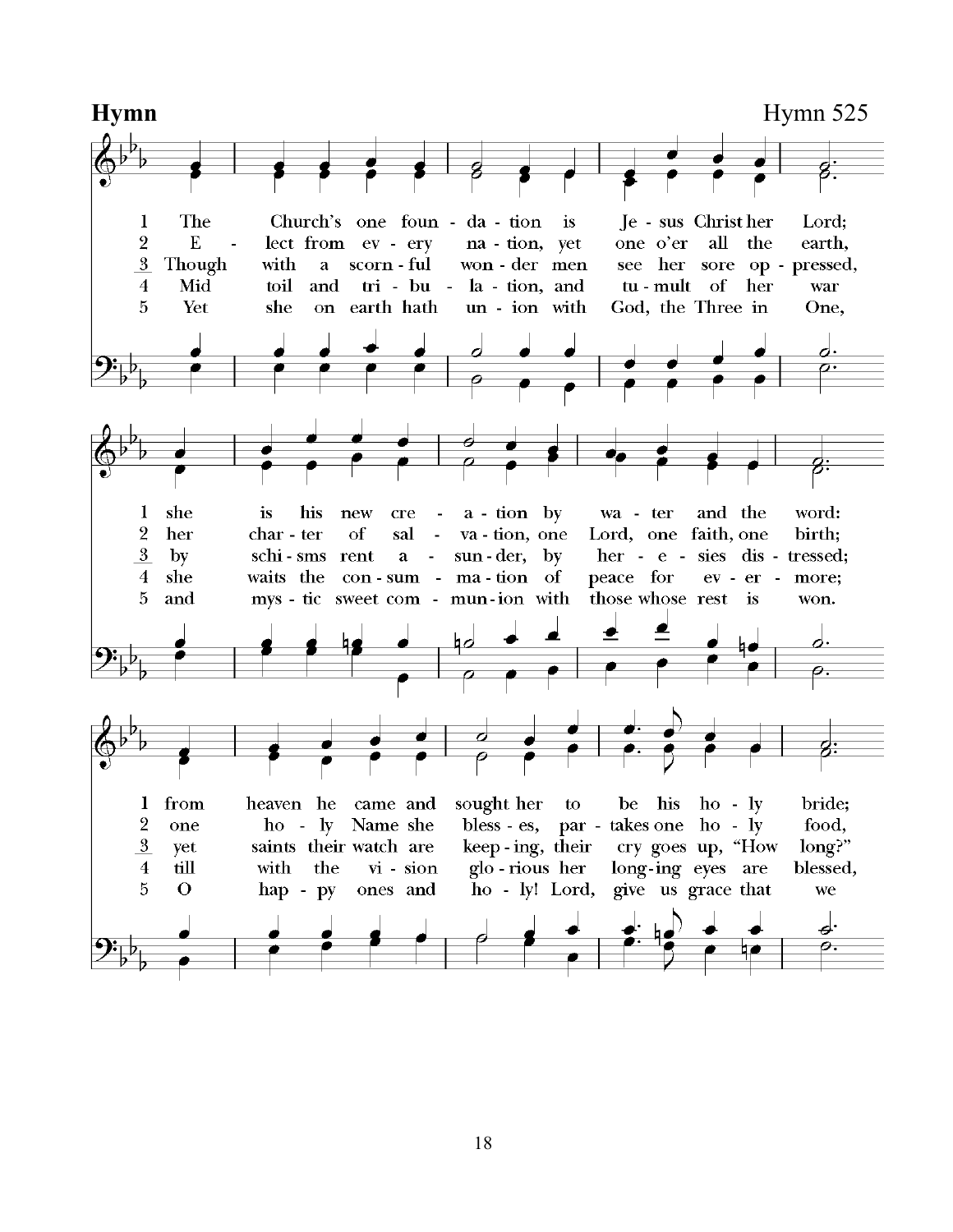**Hymn** Hymn 525

1 The Church's one foun - da - tion is Je - sus Christ her Lord;
2 E - lect from ev - ery na - tion, yet one o'er all the earth,
3 Though with a scorn - ful won - der men see her sore op - pressed,
4 Mid toil and tri - bu - la - tion, and tu - mult of her war
5 Yet she on earth hath un - ion with God, the Three in One,

1 she is his new cre - a - tion by wa - ter and the word:
2 her char - ter of sal - va - tion, one Lord, one faith, one birth;
3 by schi - sms rent a - sun - der, by her - e - sies dis - tressed;
4 she waits the con - sum - ma - tion of peace for ev - er - more;
5 and mys - tic sweet com - mun - ion with those whose rest is won.

1 from heaven he came and sought her to be his ho - ly bride;
2 one ho - ly Name she bless - es, par - takes one ho - ly food,
3 yet saints their watch are keep - ing, their cry goes up, "How long?"
4 till with the vi - sion glo - rious her long - ing eyes are blessed,
5 O hap - py ones and ho - ly! Lord, give us grace that we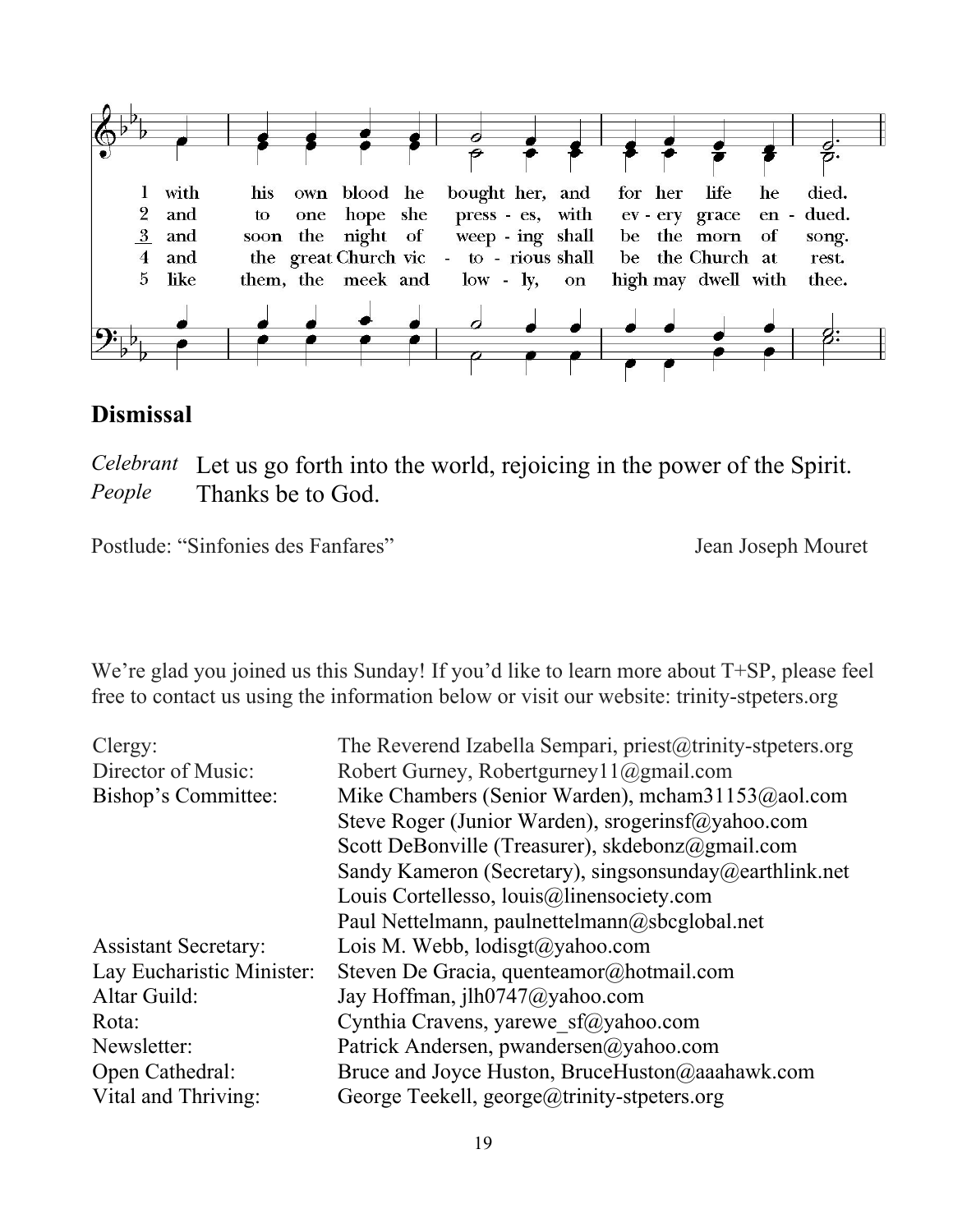1 with his own blood he bought her, and for her life he died.
2 and to one hope she press - es, with ev - ery grace en - dued.
3 and soon the night of weep - ing shall be the morn of song.
4 and the great Church vic - to - rious shall be the Church at rest.
5 like them, the meek and low - ly, on high may dwell with thee.

## Dismissal

*Celebrant* Let us go forth into the world, rejoicing in the power of the Spirit.
*People* Thanks be to God.

Postlude: "Sinfonies des Fanfares" Jean Joseph Mouret

We're glad you joined us this Sunday! If you'd like to learn more about T+SP, please feel free to contact us using the information below or visit our website: trinity-stpeters.org

| | |
|---|---|
| Clergy: | The Reverend Izabella Sempari, priest@trinity-stpeters.org |
| Director of Music: | Robert Gurney, Robertgurney11@gmail.com |
| Bishop's Committee: | Mike Chambers (Senior Warden), mcham31153@aol.com |
| | Steve Roger (Junior Warden), srogerinsf@yahoo.com |
| | Scott DeBonville (Treasurer), skdebonz@gmail.com |
| | Sandy Kameron (Secretary), singsonsunday@earthlink.net |
| | Louis Cortellesso, louis@linensociety.com |
| | Paul Nettelmann, paulnettelmann@sbcglobal.net |
| Assistant Secretary: | Lois M. Webb, lodisgt@yahoo.com |
| Lay Eucharistic Minister: | Steven De Gracia, quenteamor@hotmail.com |
| Altar Guild: | Jay Hoffman, jlh0747@yahoo.com |
| Rota: | Cynthia Cravens, yarewe_sf@yahoo.com |
| Newsletter: | Patrick Andersen, pwandersen@yahoo.com |
| Open Cathedral: | Bruce and Joyce Huston, BruceHuston@aaahawk.com |
| Vital and Thriving: | George Teekell, george@trinity-stpeters.org |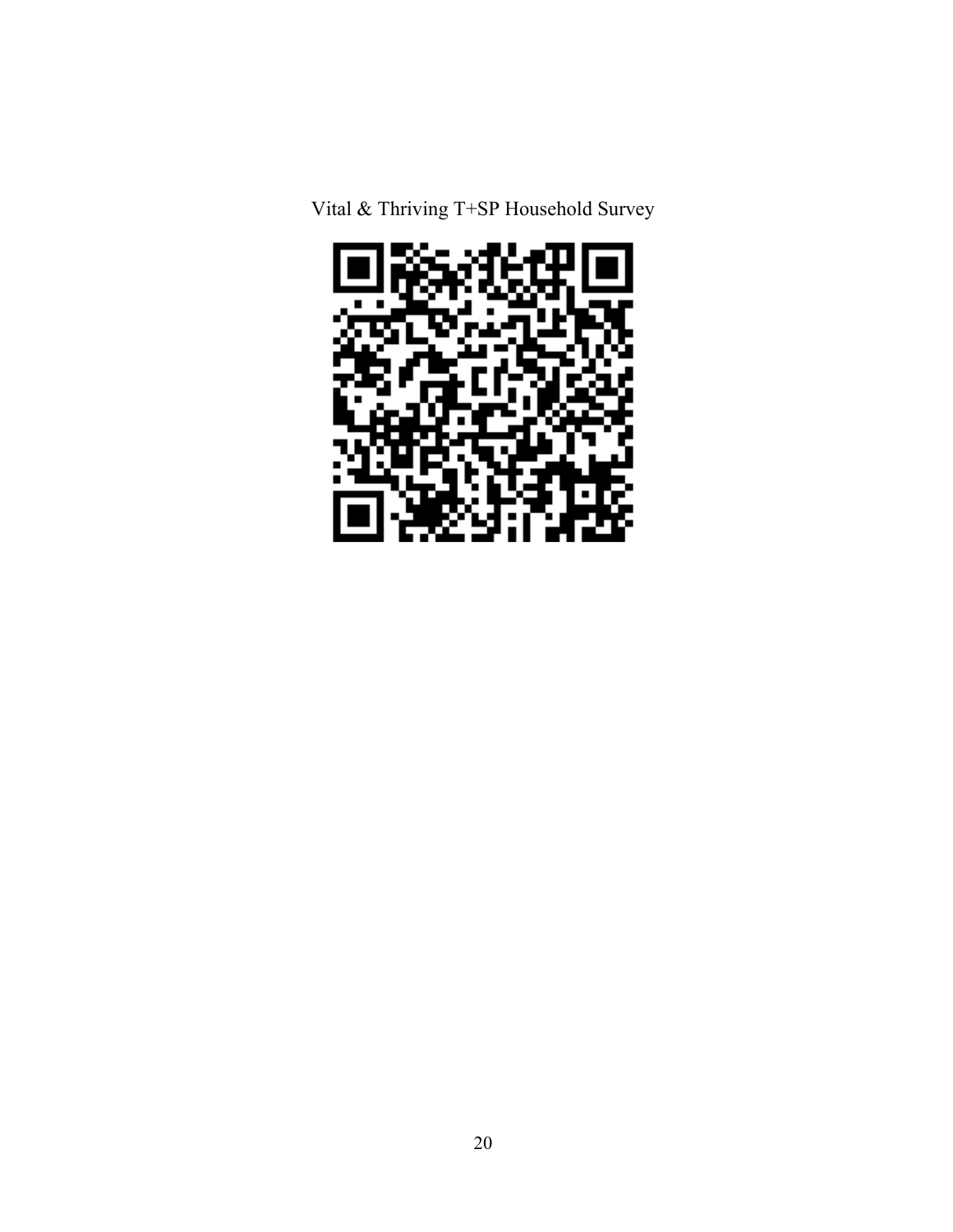Vital & Thriving T+SP Household Survey